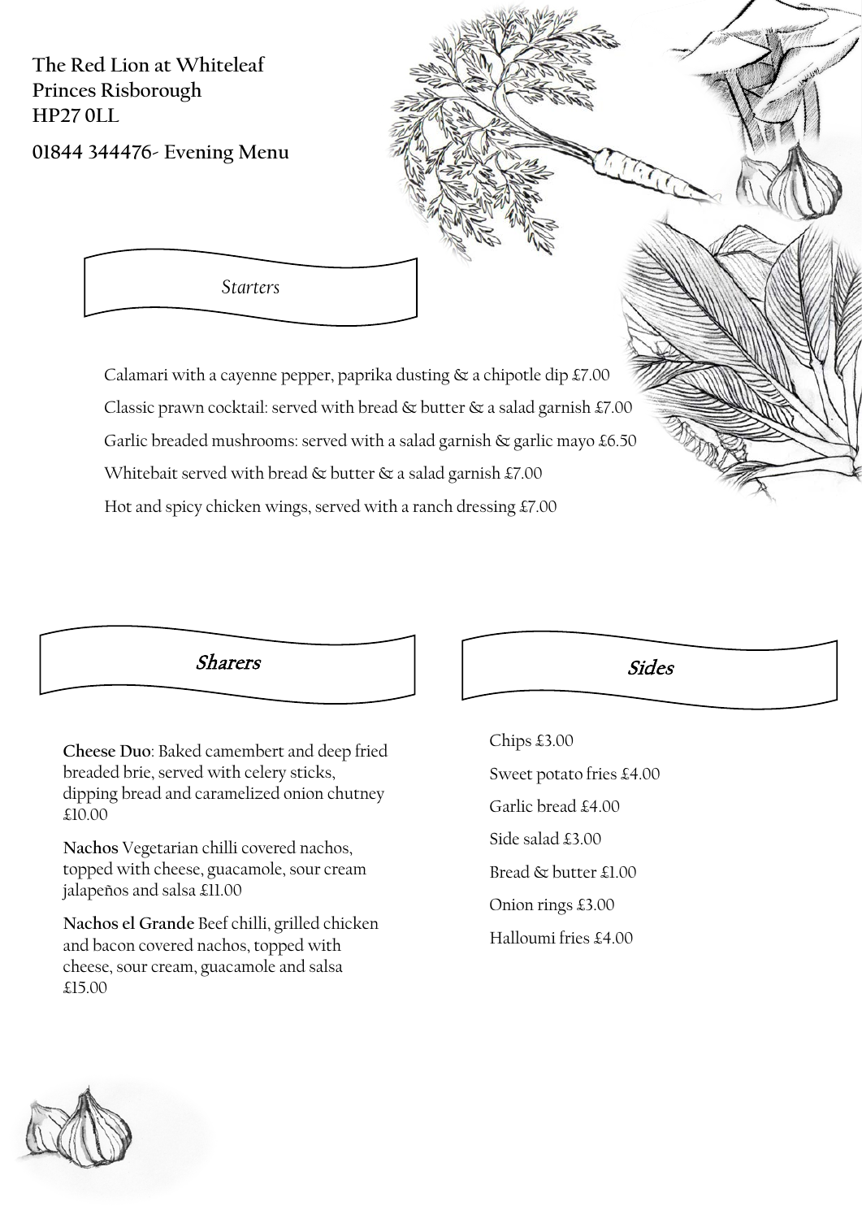**The Red Lion at Whiteleaf**
**Princes Risborough**
**HP27 0LL**

**01844 344476- Evening Menu**

## *Starters*

Calamari with a cayenne pepper, paprika dusting & a chipotle dip £7.00

Classic prawn cocktail: served with bread & butter & a salad garnish £7.00

Garlic breaded mushrooms: served with a salad garnish & garlic mayo £6.50

Whitebait served with bread & butter & a salad garnish £7.00

Hot and spicy chicken wings, served with a ranch dressing £7.00

## *Sharers*

**Cheese Duo**: Baked camembert and deep fried breaded brie, served with celery sticks, dipping bread and caramelized onion chutney £10.00

**Nachos** Vegetarian chilli covered nachos, topped with cheese, guacamole, sour cream jalapeños and salsa £11.00

**Nachos el Grande** Beef chilli, grilled chicken and bacon covered nachos, topped with cheese, sour cream, guacamole and salsa £15.00

## *Sides*

Chips £3.00

Sweet potato fries £4.00

Garlic bread £4.00

Side salad £3.00

Bread & butter £1.00

Onion rings £3.00

Halloumi fries £4.00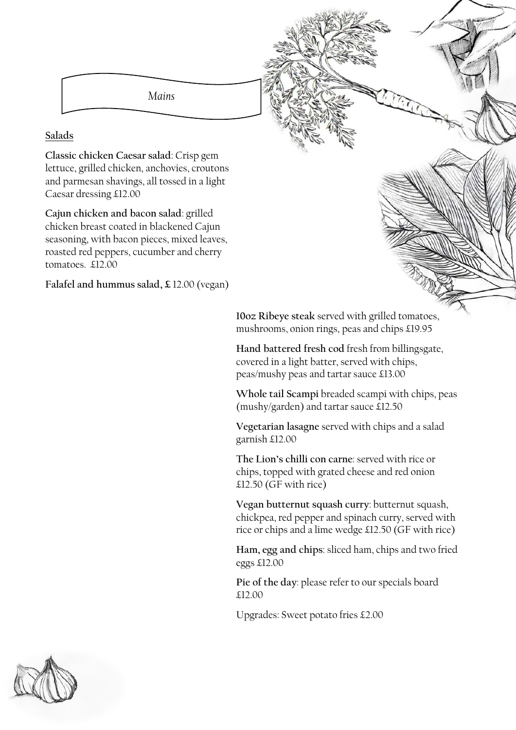# *Mains*

## Salads

**Classic chicken Caesar salad**: Crisp gem lettuce, grilled chicken, anchovies, croutons and parmesan shavings, all tossed in a light Caesar dressing £12.00

**Cajun chicken and bacon salad**: grilled chicken breast coated in blackened Cajun seasoning, with bacon pieces, mixed leaves, roasted red peppers, cucumber and cherry tomatoes. £12.00

**Falafel and hummus salad,** £ 12.00 (vegan)

**10oz Ribeye steak** served with grilled tomatoes, mushrooms, onion rings, peas and chips £19.95

**Hand battered fresh cod** fresh from billingsgate, covered in a light batter, served with chips, peas/mushy peas and tartar sauce £13.00

**Whole tail Scampi** breaded scampi with chips, peas (mushy/garden) and tartar sauce £12.50

**Vegetarian lasagne** served with chips and a salad garnish £12.00

**The Lion's chilli con carne**: served with rice or chips, topped with grated cheese and red onion £12.50 (GF with rice)

**Vegan butternut squash curry**: butternut squash, chickpea, red pepper and spinach curry, served with rice or chips and a lime wedge £12.50 (GF with rice)

**Ham, egg and chips**: sliced ham, chips and two fried eggs £12.00

**Pie of the day**: please refer to our specials board £12.00

Upgrades: Sweet potato fries £2.00